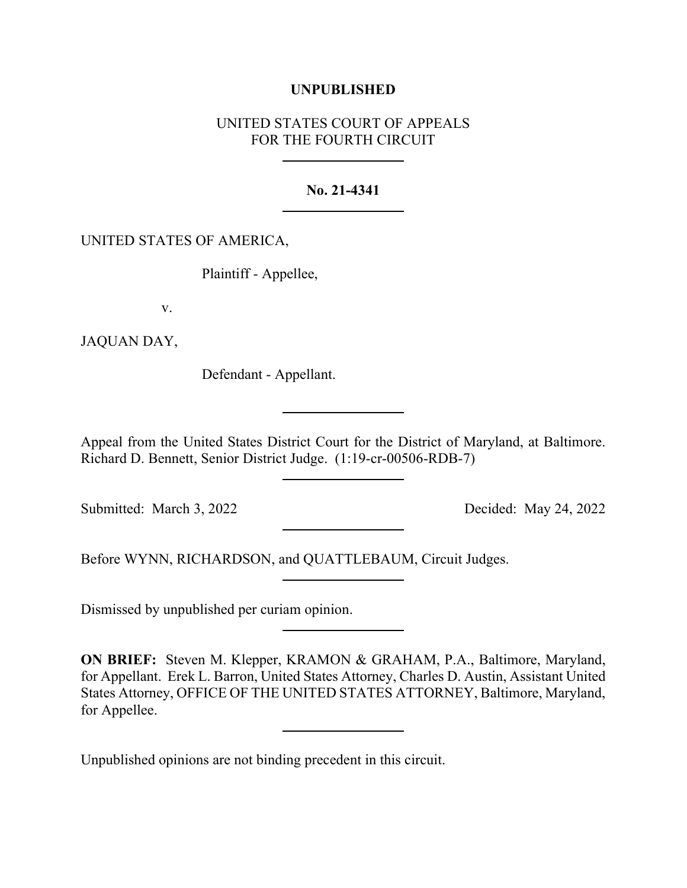**UNPUBLISHED**

UNITED STATES COURT OF APPEALS
FOR THE FOURTH CIRCUIT

---

**No. 21-4341**

---

UNITED STATES OF AMERICA,

Plaintiff - Appellee,

v.

JAQUAN DAY,

Defendant - Appellant.

---

Appeal from the United States District Court for the District of Maryland, at Baltimore. Richard D. Bennett, Senior District Judge. (1:19-cr-00506-RDB-7)

---

Submitted: March 3, 2022 Decided: May 24, 2022

---

Before WYNN, RICHARDSON, and QUATTLEBAUM, Circuit Judges.

---

Dismissed by unpublished per curiam opinion.

---

**ON BRIEF:** Steven M. Klepper, KRAMON & GRAHAM, P.A., Baltimore, Maryland, for Appellant. Erek L. Barron, United States Attorney, Charles D. Austin, Assistant United States Attorney, OFFICE OF THE UNITED STATES ATTORNEY, Baltimore, Maryland, for Appellee.

---

Unpublished opinions are not binding precedent in this circuit.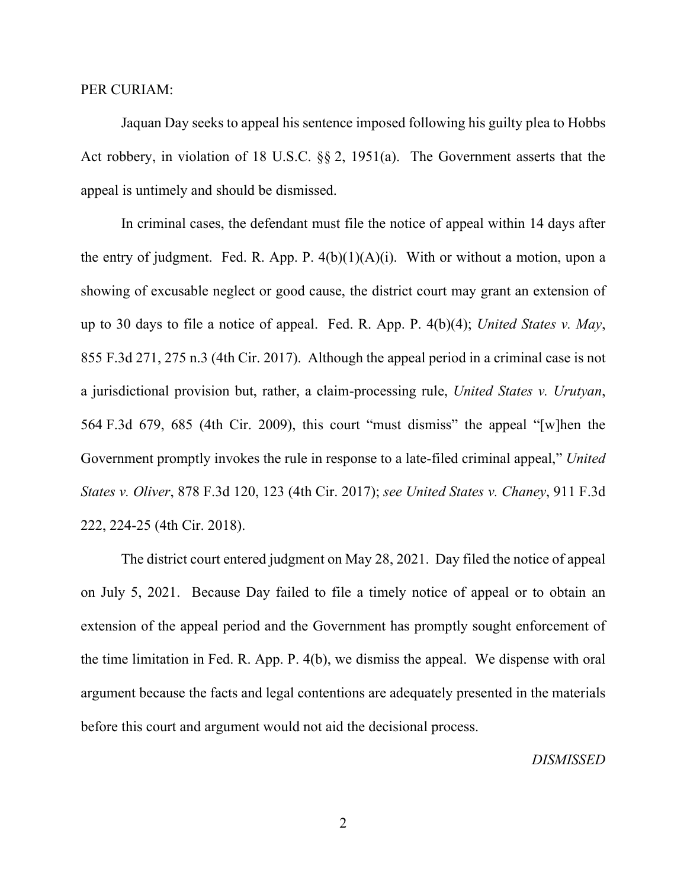PER CURIAM:

Jaquan Day seeks to appeal his sentence imposed following his guilty plea to Hobbs Act robbery, in violation of 18 U.S.C. §§ 2, 1951(a). The Government asserts that the appeal is untimely and should be dismissed.

In criminal cases, the defendant must file the notice of appeal within 14 days after the entry of judgment. Fed. R. App. P. 4(b)(1)(A)(i). With or without a motion, upon a showing of excusable neglect or good cause, the district court may grant an extension of up to 30 days to file a notice of appeal. Fed. R. App. P. 4(b)(4); *United States v. May*, 855 F.3d 271, 275 n.3 (4th Cir. 2017). Although the appeal period in a criminal case is not a jurisdictional provision but, rather, a claim-processing rule, *United States v. Urutyan*, 564 F.3d 679, 685 (4th Cir. 2009), this court "must dismiss" the appeal "[w]hen the Government promptly invokes the rule in response to a late-filed criminal appeal," *United States v. Oliver*, 878 F.3d 120, 123 (4th Cir. 2017); *see United States v. Chaney*, 911 F.3d 222, 224-25 (4th Cir. 2018).

The district court entered judgment on May 28, 2021. Day filed the notice of appeal on July 5, 2021. Because Day failed to file a timely notice of appeal or to obtain an extension of the appeal period and the Government has promptly sought enforcement of the time limitation in Fed. R. App. P. 4(b), we dismiss the appeal. We dispense with oral argument because the facts and legal contentions are adequately presented in the materials before this court and argument would not aid the decisional process.

*DISMISSED*